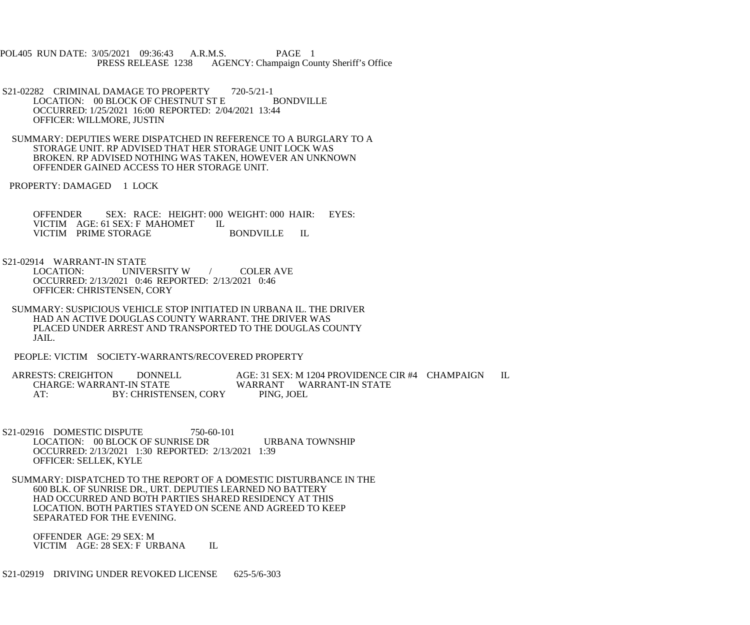POL405 RUN DATE: 3/05/2021 09:36:43 A.R.M.S. PAGE 1
PRESS RELEASE 1238 AGENCY: Champaign County Sheriff's Office

S21-02282 CRIMINAL DAMAGE TO PROPERTY 720-5/21-1
LOCATION: 00 BLOCK OF CHESTNUT ST E BONDVILLE
OCCURRED: 1/25/2021 16:00 REPORTED: 2/04/2021 13:44
OFFICER: WILLMORE, JUSTIN

SUMMARY: DEPUTIES WERE DISPATCHED IN REFERENCE TO A BURGLARY TO A STORAGE UNIT. RP ADVISED THAT HER STORAGE UNIT LOCK WAS BROKEN. RP ADVISED NOTHING WAS TAKEN, HOWEVER AN UNKNOWN OFFENDER GAINED ACCESS TO HER STORAGE UNIT.

PROPERTY: DAMAGED 1 LOCK

OFFENDER SEX: RACE: HEIGHT: 000 WEIGHT: 000 HAIR: EYES:
VICTIM AGE: 61 SEX: F MAHOMET IL
VICTIM PRIME STORAGE BONDVILLE IL

S21-02914 WARRANT-IN STATE
LOCATION: UNIVERSITY W / COLER AVE
OCCURRED: 2/13/2021 0:46 REPORTED: 2/13/2021 0:46
OFFICER: CHRISTENSEN, CORY

SUMMARY: SUSPICIOUS VEHICLE STOP INITIATED IN URBANA IL. THE DRIVER HAD AN ACTIVE DOUGLAS COUNTY WARRANT. THE DRIVER WAS PLACED UNDER ARREST AND TRANSPORTED TO THE DOUGLAS COUNTY JAIL.

PEOPLE: VICTIM SOCIETY-WARRANTS/RECOVERED PROPERTY

ARRESTS: CREIGHTON DONNELL AGE: 31 SEX: M 1204 PROVIDENCE CIR #4 CHAMPAIGN IL
CHARGE: WARRANT-IN STATE WARRANT WARRANT-IN STATE
AT: BY: CHRISTENSEN, CORY PING, JOEL

S21-02916 DOMESTIC DISPUTE 750-60-101
LOCATION: 00 BLOCK OF SUNRISE DR URBANA TOWNSHIP
OCCURRED: 2/13/2021 1:30 REPORTED: 2/13/2021 1:39
OFFICER: SELLEK, KYLE

SUMMARY: DISPATCHED TO THE REPORT OF A DOMESTIC DISTURBANCE IN THE 600 BLK. OF SUNRISE DR., URT. DEPUTIES LEARNED NO BATTERY HAD OCCURRED AND BOTH PARTIES SHARED RESIDENCY AT THIS LOCATION. BOTH PARTIES STAYED ON SCENE AND AGREED TO KEEP SEPARATED FOR THE EVENING.

OFFENDER AGE: 29 SEX: M
VICTIM AGE: 28 SEX: F URBANA IL

S21-02919 DRIVING UNDER REVOKED LICENSE 625-5/6-303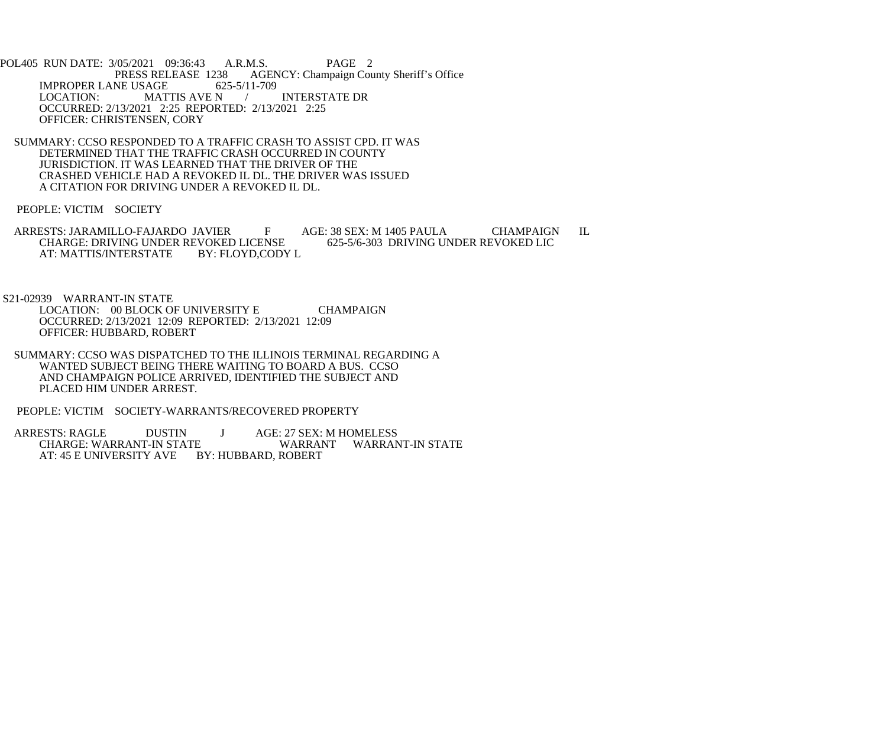IMPROPER LANE USAGE 625-5/11-709
LOCATION: MATTIS AVE N / INTERSTATE DR
OCCURRED: 2/13/2021 2:25 REPORTED: 2/13/2021 2:25
OFFICER: CHRISTENSEN, CORY

SUMMARY: CCSO RESPONDED TO A TRAFFIC CRASH TO ASSIST CPD. IT WAS DETERMINED THAT THE TRAFFIC CRASH OCCURRED IN COUNTY JURISDICTION. IT WAS LEARNED THAT THE DRIVER OF THE CRASHED VEHICLE HAD A REVOKED IL DL. THE DRIVER WAS ISSUED A CITATION FOR DRIVING UNDER A REVOKED IL DL.

PEOPLE: VICTIM SOCIETY

ARRESTS: JARAMILLO-FAJARDO JAVIER F AGE: 38 SEX: M 1405 PAULA CHAMPAIGN IL
CHARGE: DRIVING UNDER REVOKED LICENSE 625-5/6-303 DRIVING UNDER REVOKED LIC
AT: MATTIS/INTERSTATE BY: FLOYD,CODY L

S21-02939 WARRANT-IN STATE
LOCATION: 00 BLOCK OF UNIVERSITY E CHAMPAIGN
OCCURRED: 2/13/2021 12:09 REPORTED: 2/13/2021 12:09
OFFICER: HUBBARD, ROBERT

SUMMARY: CCSO WAS DISPATCHED TO THE ILLINOIS TERMINAL REGARDING A WANTED SUBJECT BEING THERE WAITING TO BOARD A BUS. CCSO AND CHAMPAIGN POLICE ARRIVED, IDENTIFIED THE SUBJECT AND PLACED HIM UNDER ARREST.

PEOPLE: VICTIM SOCIETY-WARRANTS/RECOVERED PROPERTY

ARRESTS: RAGLE DUSTIN J AGE: 27 SEX: M HOMELESS
CHARGE: WARRANT-IN STATE WARRANT WARRANT-IN STATE
AT: 45 E UNIVERSITY AVE BY: HUBBARD, ROBERT